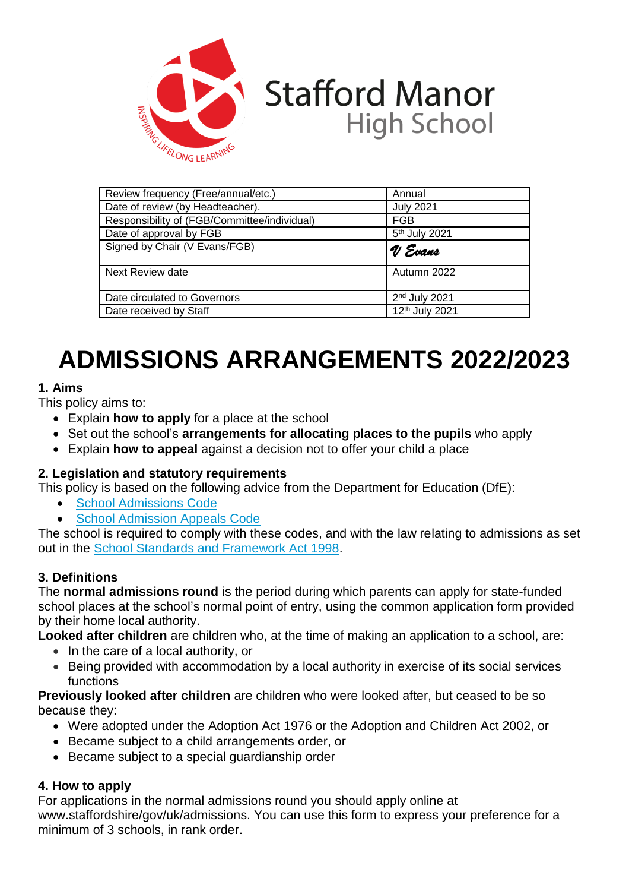Stafford Manor High School

INSPIRING LIFELONG LEARNING

| Review frequency (Free/annual/etc.) | Annual |
|---|---|
| Date of review (by Headteacher). | July 2021 |
| Responsibility of (FGB/Committee/individual) | FGB |
| Date of approval by FGB | 5th July 2021 |
| Signed by Chair (V Evans/FGB) | V Evans |
| Next Review date | Autumn 2022 |
| Date circulated to Governors | 2nd July 2021 |
| Date received by Staff | 12th July 2021 |

# ADMISSIONS ARRANGEMENTS 2022/2023

### 1. Aims

This policy aims to:

- Explain **how to apply** for a place at the school
- Set out the school's **arrangements for allocating places to the pupils** who apply
- Explain **how to appeal** against a decision not to offer your child a place

### 2. Legislation and statutory requirements

This policy is based on the following advice from the Department for Education (DfE):

- School Admissions Code
- School Admission Appeals Code

The school is required to comply with these codes, and with the law relating to admissions as set out in the School Standards and Framework Act 1998.

### 3. Definitions

The **normal admissions round** is the period during which parents can apply for state-funded school places at the school's normal point of entry, using the common application form provided by their home local authority.

**Looked after children** are children who, at the time of making an application to a school, are:

- In the care of a local authority, or
- Being provided with accommodation by a local authority in exercise of its social services functions

**Previously looked after children** are children who were looked after, but ceased to be so because they:

- Were adopted under the Adoption Act 1976 or the Adoption and Children Act 2002, or
- Became subject to a child arrangements order, or
- Became subject to a special guardianship order

### 4. How to apply

For applications in the normal admissions round you should apply online at www.staffordshire/gov/uk/admissions. You can use this form to express your preference for a minimum of 3 schools, in rank order.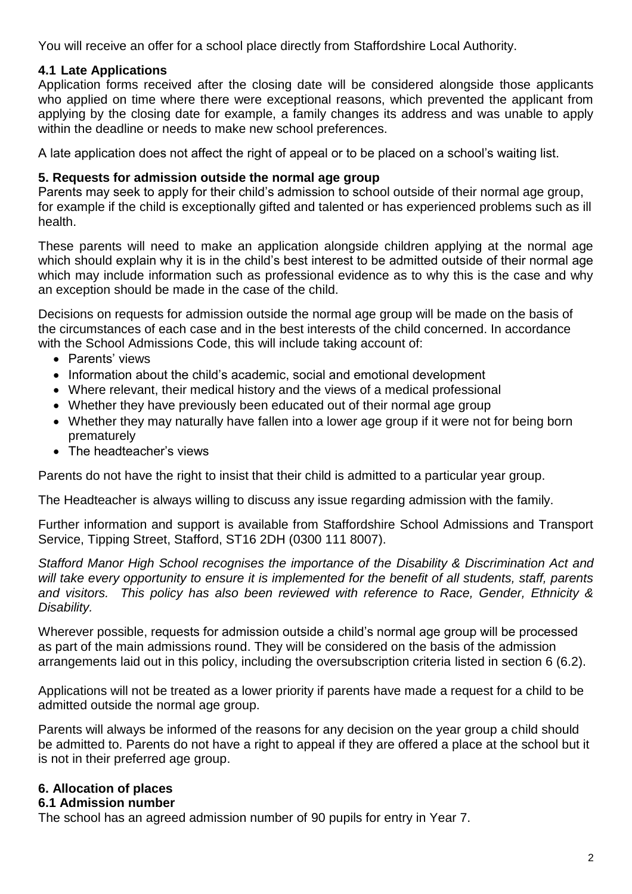You will receive an offer for a school place directly from Staffordshire Local Authority.

### 4.1 Late Applications

Application forms received after the closing date will be considered alongside those applicants who applied on time where there were exceptional reasons, which prevented the applicant from applying by the closing date for example, a family changes its address and was unable to apply within the deadline or needs to make new school preferences.

A late application does not affect the right of appeal or to be placed on a school's waiting list.

## 5. Requests for admission outside the normal age group

Parents may seek to apply for their child's admission to school outside of their normal age group, for example if the child is exceptionally gifted and talented or has experienced problems such as ill health.

These parents will need to make an application alongside children applying at the normal age which should explain why it is in the child's best interest to be admitted outside of their normal age which may include information such as professional evidence as to why this is the case and why an exception should be made in the case of the child.

Decisions on requests for admission outside the normal age group will be made on the basis of the circumstances of each case and in the best interests of the child concerned. In accordance with the School Admissions Code, this will include taking account of:

- Parents' views
- Information about the child's academic, social and emotional development
- Where relevant, their medical history and the views of a medical professional
- Whether they have previously been educated out of their normal age group
- Whether they may naturally have fallen into a lower age group if it were not for being born prematurely
- The headteacher's views

Parents do not have the right to insist that their child is admitted to a particular year group.

The Headteacher is always willing to discuss any issue regarding admission with the family.

Further information and support is available from Staffordshire School Admissions and Transport Service, Tipping Street, Stafford, ST16 2DH (0300 111 8007).

*Stafford Manor High School recognises the importance of the Disability & Discrimination Act and will take every opportunity to ensure it is implemented for the benefit of all students, staff, parents and visitors. This policy has also been reviewed with reference to Race, Gender, Ethnicity & Disability.*

Wherever possible, requests for admission outside a child's normal age group will be processed as part of the main admissions round. They will be considered on the basis of the admission arrangements laid out in this policy, including the oversubscription criteria listed in section 6 (6.2).

Applications will not be treated as a lower priority if parents have made a request for a child to be admitted outside the normal age group.

Parents will always be informed of the reasons for any decision on the year group a child should be admitted to. Parents do not have a right to appeal if they are offered a place at the school but it is not in their preferred age group.

## 6. Allocation of places

### 6.1 Admission number

The school has an agreed admission number of 90 pupils for entry in Year 7.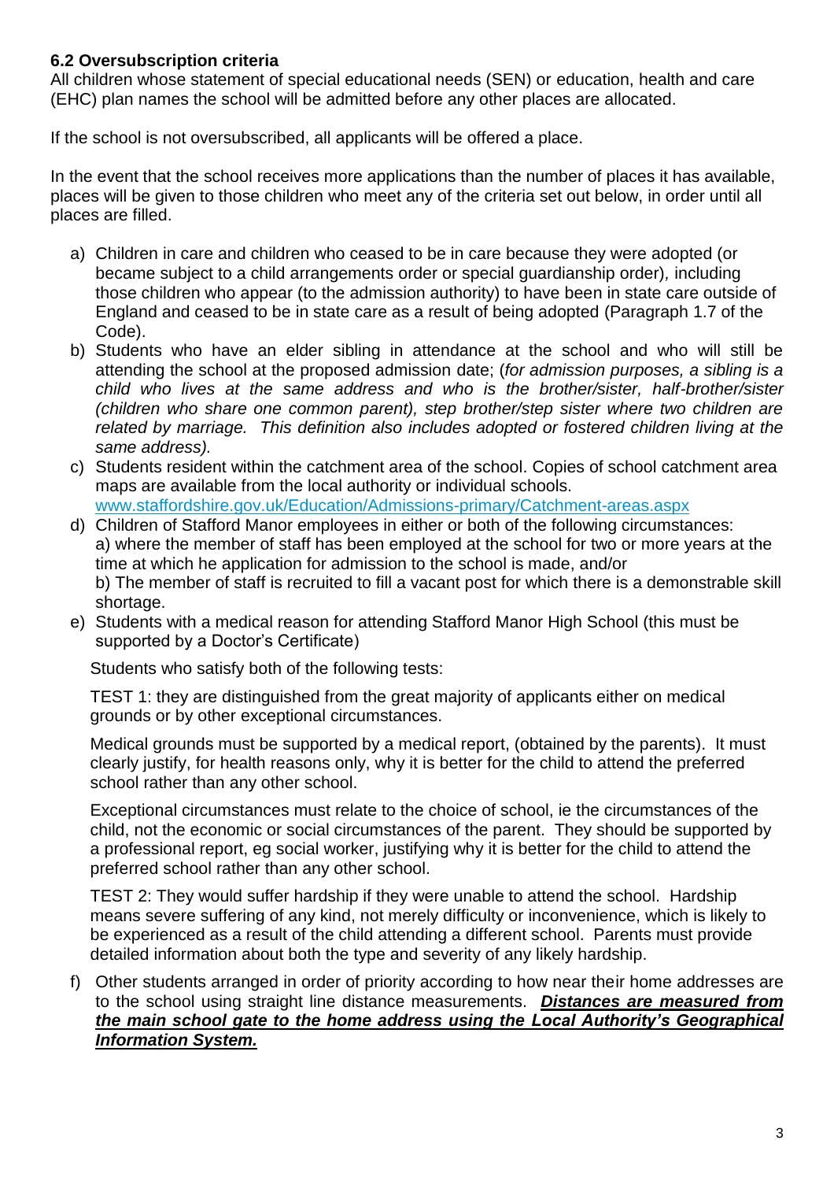### 6.2 Oversubscription criteria

All children whose statement of special educational needs (SEN) or education, health and care (EHC) plan names the school will be admitted before any other places are allocated.

If the school is not oversubscribed, all applicants will be offered a place.

In the event that the school receives more applications than the number of places it has available, places will be given to those children who meet any of the criteria set out below, in order until all places are filled.

a) Children in care and children who ceased to be in care because they were adopted (or became subject to a child arrangements order or special guardianship order), including those children who appear (to the admission authority) to have been in state care outside of England and ceased to be in state care as a result of being adopted (Paragraph 1.7 of the Code).

b) Students who have an elder sibling in attendance at the school and who will still be attending the school at the proposed admission date; (*for admission purposes, a sibling is a child who lives at the same address and who is the brother/sister, half-brother/sister (children who share one common parent), step brother/step sister where two children are related by marriage. This definition also includes adopted or fostered children living at the same address).*

c) Students resident within the catchment area of the school. Copies of school catchment area maps are available from the local authority or individual schools. www.staffordshire.gov.uk/Education/Admissions-primary/Catchment-areas.aspx

d) Children of Stafford Manor employees in either or both of the following circumstances:
   a) where the member of staff has been employed at the school for two or more years at the time at which he application for admission to the school is made, and/or
   b) The member of staff is recruited to fill a vacant post for which there is a demonstrable skill shortage.

e) Students with a medical reason for attending Stafford Manor High School (this must be supported by a Doctor's Certificate)

   Students who satisfy both of the following tests:

   TEST 1: they are distinguished from the great majority of applicants either on medical grounds or by other exceptional circumstances.

   Medical grounds must be supported by a medical report, (obtained by the parents). It must clearly justify, for health reasons only, why it is better for the child to attend the preferred school rather than any other school.

   Exceptional circumstances must relate to the choice of school, ie the circumstances of the child, not the economic or social circumstances of the parent. They should be supported by a professional report, eg social worker, justifying why it is better for the child to attend the preferred school rather than any other school.

   TEST 2: They would suffer hardship if they were unable to attend the school. Hardship means severe suffering of any kind, not merely difficulty or inconvenience, which is likely to be experienced as a result of the child attending a different school. Parents must provide detailed information about both the type and severity of any likely hardship.

f) Other students arranged in order of priority according to how near their home addresses are to the school using straight line distance measurements. ***Distances are measured from the main school gate to the home address using the Local Authority's Geographical Information System.***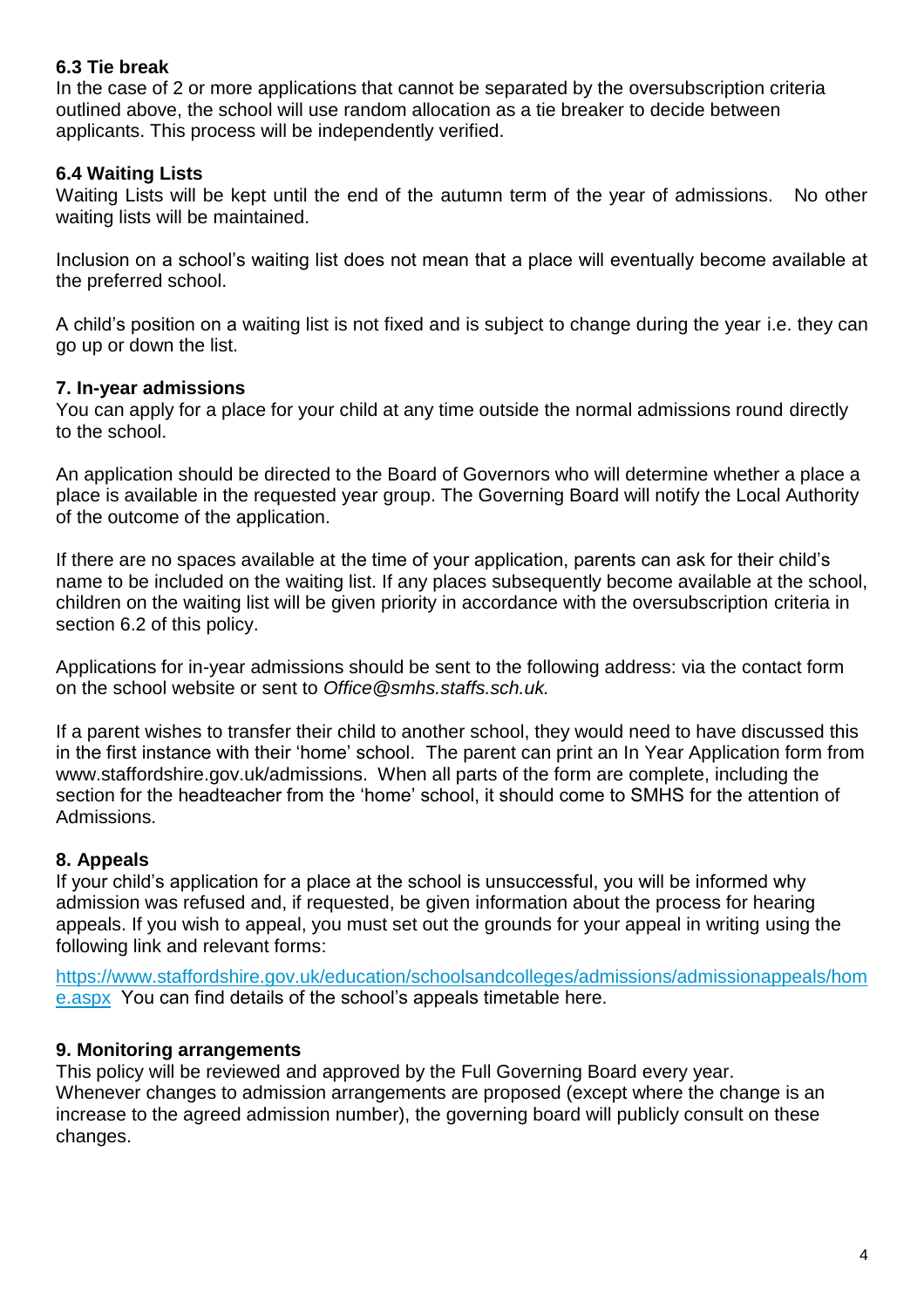### 6.3 Tie break

In the case of 2 or more applications that cannot be separated by the oversubscription criteria outlined above, the school will use random allocation as a tie breaker to decide between applicants. This process will be independently verified.

### 6.4 Waiting Lists

Waiting Lists will be kept until the end of the autumn term of the year of admissions. No other waiting lists will be maintained.

Inclusion on a school's waiting list does not mean that a place will eventually become available at the preferred school.

A child's position on a waiting list is not fixed and is subject to change during the year i.e. they can go up or down the list.

## 7. In-year admissions

You can apply for a place for your child at any time outside the normal admissions round directly to the school.

An application should be directed to the Board of Governors who will determine whether a place a place is available in the requested year group. The Governing Board will notify the Local Authority of the outcome of the application.

If there are no spaces available at the time of your application, parents can ask for their child's name to be included on the waiting list. If any places subsequently become available at the school, children on the waiting list will be given priority in accordance with the oversubscription criteria in section 6.2 of this policy.

Applications for in-year admissions should be sent to the following address: via the contact form on the school website or sent to *Office@smhs.staffs.sch.uk.*

If a parent wishes to transfer their child to another school, they would need to have discussed this in the first instance with their 'home' school. The parent can print an In Year Application form from www.staffordshire.gov.uk/admissions. When all parts of the form are complete, including the section for the headteacher from the 'home' school, it should come to SMHS for the attention of Admissions.

## 8. Appeals

If your child's application for a place at the school is unsuccessful, you will be informed why admission was refused and, if requested, be given information about the process for hearing appeals. If you wish to appeal, you must set out the grounds for your appeal in writing using the following link and relevant forms:

https://www.staffordshire.gov.uk/education/schoolsandcolleges/admissions/admissionappeals/home.aspx You can find details of the school's appeals timetable here.

## 9. Monitoring arrangements

This policy will be reviewed and approved by the Full Governing Board every year.
Whenever changes to admission arrangements are proposed (except where the change is an increase to the agreed admission number), the governing board will publicly consult on these changes.